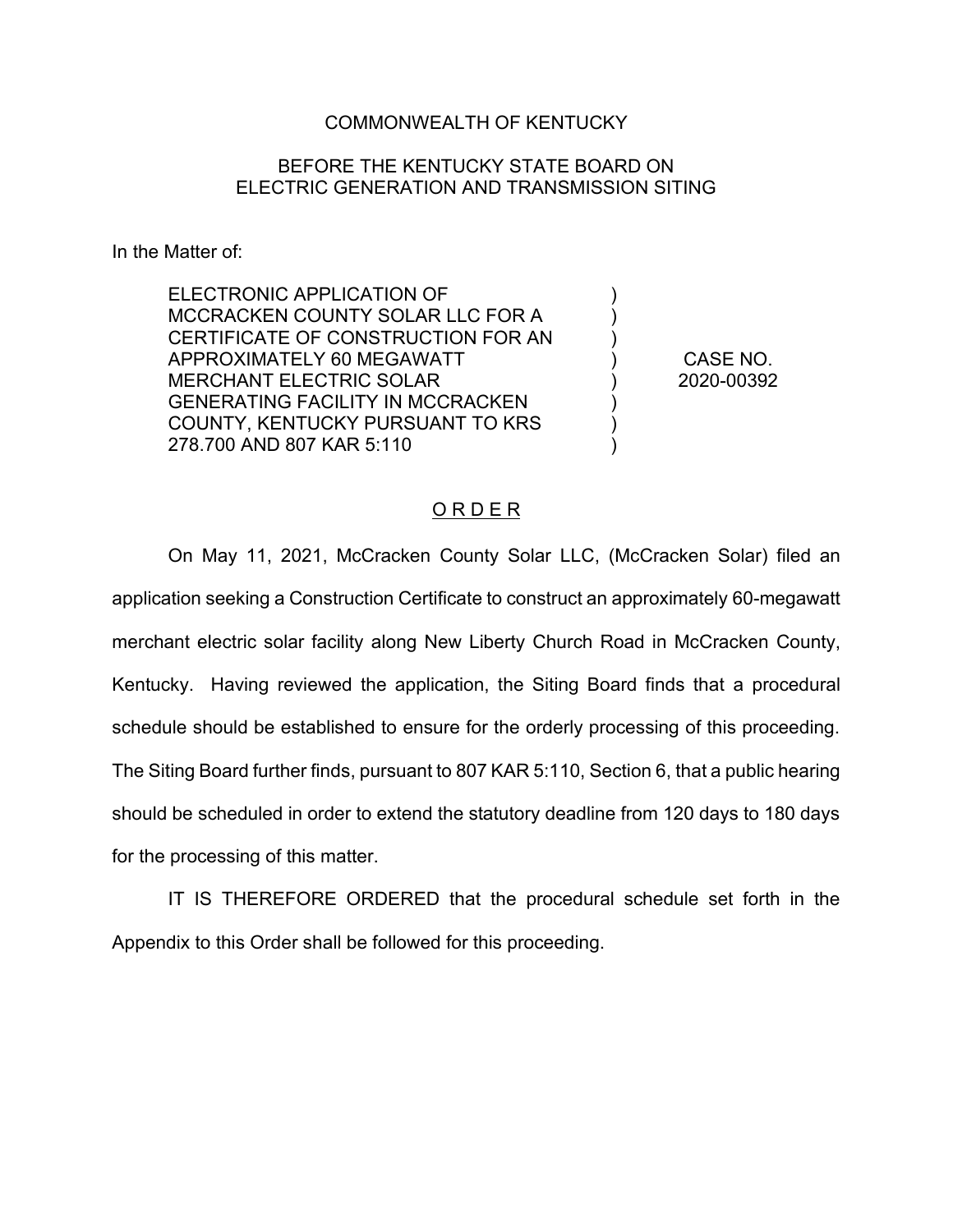COMMONWEALTH OF KENTUCKY

BEFORE THE KENTUCKY STATE BOARD ON
ELECTRIC GENERATION AND TRANSMISSION SITING

In the Matter of:

| | | |
|---|---|---|
| ELECTRONIC APPLICATION OF MCCRACKEN COUNTY SOLAR LLC FOR A CERTIFICATE OF CONSTRUCTION FOR AN APPROXIMATELY 60 MEGAWATT MERCHANT ELECTRIC SOLAR GENERATING FACILITY IN MCCRACKEN COUNTY, KENTUCKY PURSUANT TO KRS 278.700 AND 807 KAR 5:110 | ) | CASE NO. 2020-00392 |

## O R D E R

On May 11, 2021, McCracken County Solar LLC, (McCracken Solar) filed an application seeking a Construction Certificate to construct an approximately 60-megawatt merchant electric solar facility along New Liberty Church Road in McCracken County, Kentucky. Having reviewed the application, the Siting Board finds that a procedural schedule should be established to ensure for the orderly processing of this proceeding. The Siting Board further finds, pursuant to 807 KAR 5:110, Section 6, that a public hearing should be scheduled in order to extend the statutory deadline from 120 days to 180 days for the processing of this matter.

IT IS THEREFORE ORDERED that the procedural schedule set forth in the Appendix to this Order shall be followed for this proceeding.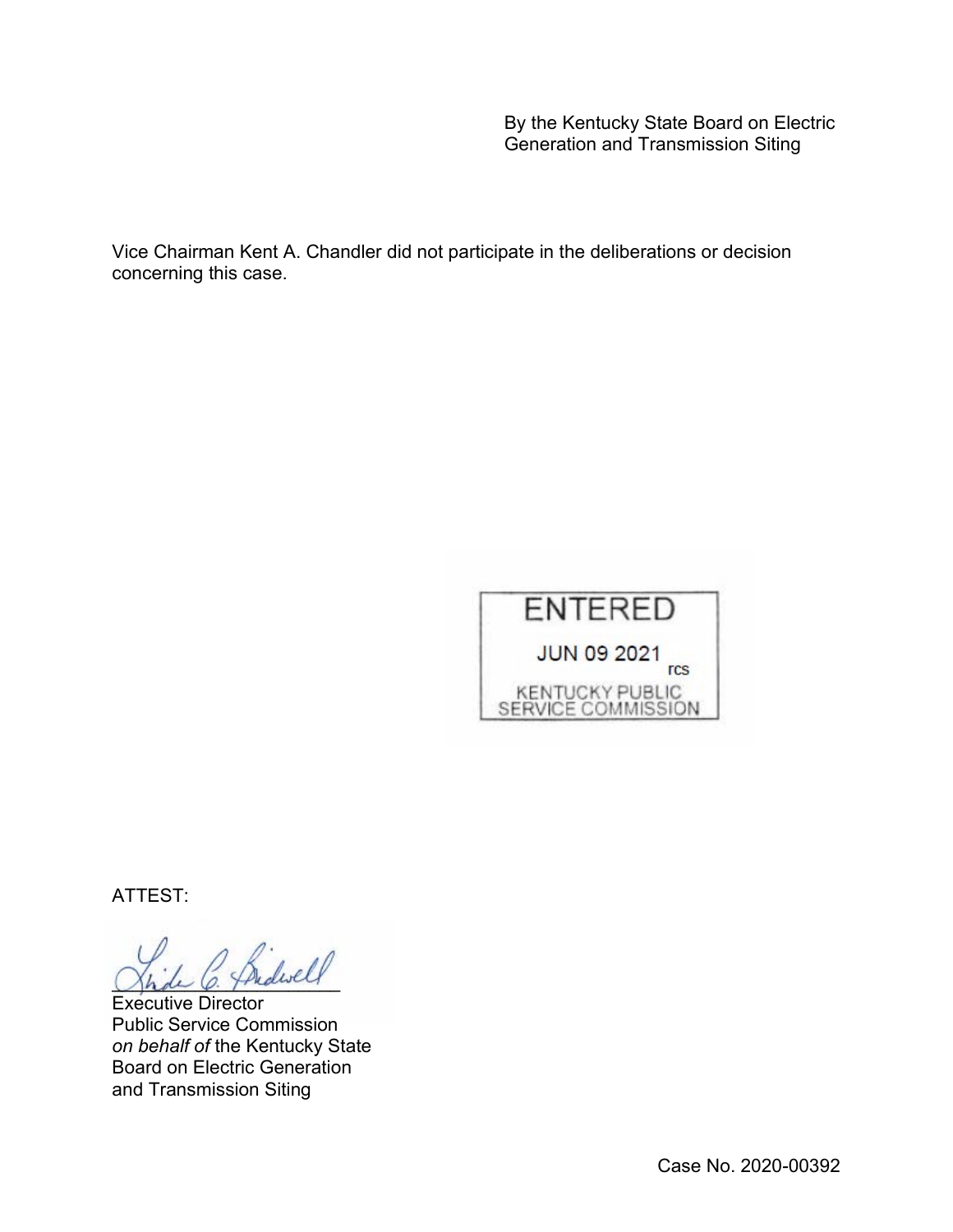By the Kentucky State Board on Electric Generation and Transmission Siting

Vice Chairman Kent A. Chandler did not participate in the deliberations or decision concerning this case.

ENTERED

JUN 09 2021 rcs

KENTUCKY PUBLIC SERVICE COMMISSION

ATTEST:

Executive Director
Public Service Commission
*on behalf of* the Kentucky State Board on Electric Generation and Transmission Siting

Case No. 2020-00392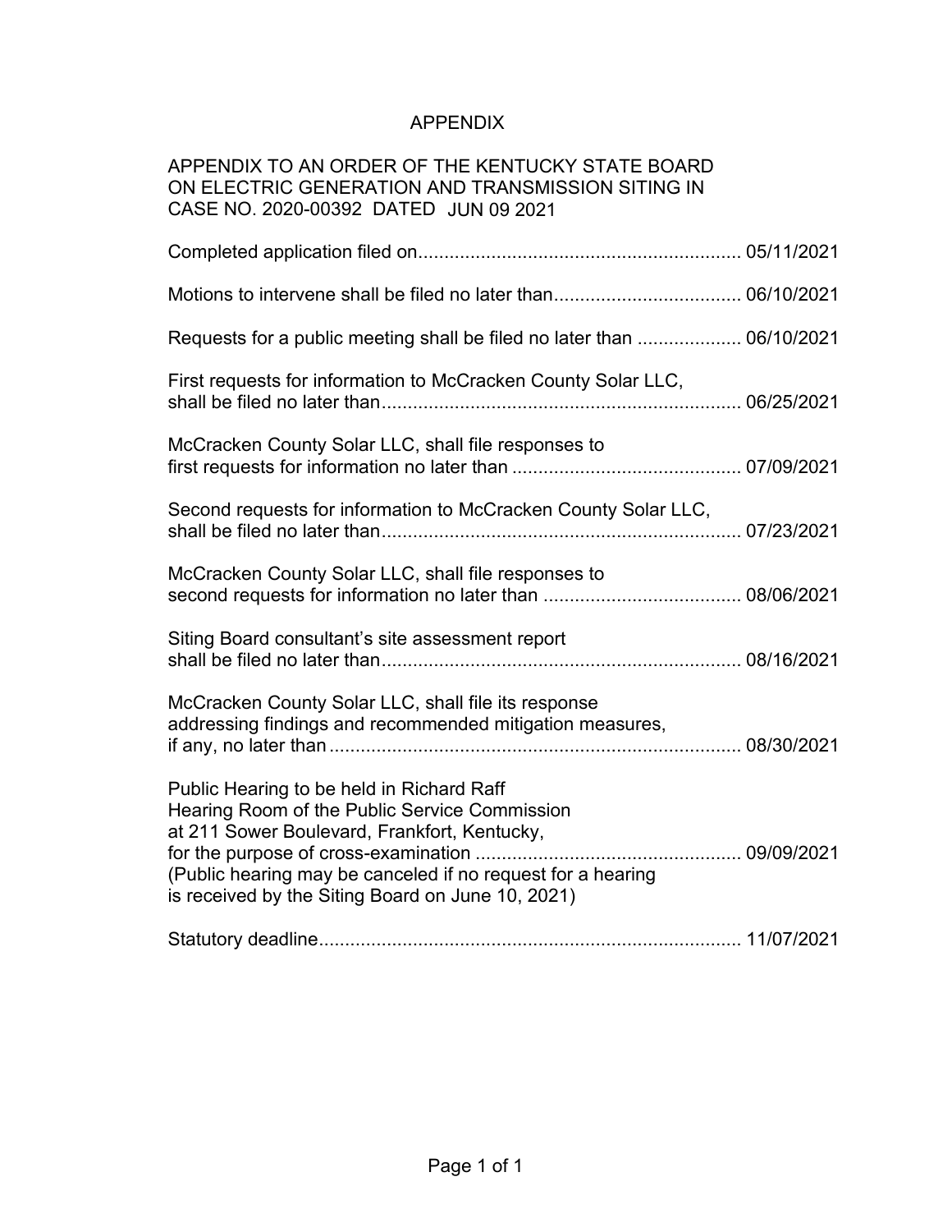# APPENDIX

APPENDIX TO AN ORDER OF THE KENTUCKY STATE BOARD ON ELECTRIC GENERATION AND TRANSMISSION SITING IN CASE NO. 2020-00392 DATED JUN 09 2021

| | |
|---|---|
| Completed application filed on | 05/11/2021 |
| Motions to intervene shall be filed no later than | 06/10/2021 |
| Requests for a public meeting shall be filed no later than | 06/10/2021 |
| First requests for information to McCracken County Solar LLC, shall be filed no later than | 06/25/2021 |
| McCracken County Solar LLC, shall file responses to first requests for information no later than | 07/09/2021 |
| Second requests for information to McCracken County Solar LLC, shall be filed no later than | 07/23/2021 |
| McCracken County Solar LLC, shall file responses to second requests for information no later than | 08/06/2021 |
| Siting Board consultant's site assessment report shall be filed no later than | 08/16/2021 |
| McCracken County Solar LLC, shall file its response addressing findings and recommended mitigation measures, if any, no later than | 08/30/2021 |
| Public Hearing to be held in Richard Raff Hearing Room of the Public Service Commission at 211 Sower Boulevard, Frankfort, Kentucky, for the purpose of cross-examination (Public hearing may be canceled if no request for a hearing is received by the Siting Board on June 10, 2021) | 09/09/2021 |
| Statutory deadline | 11/07/2021 |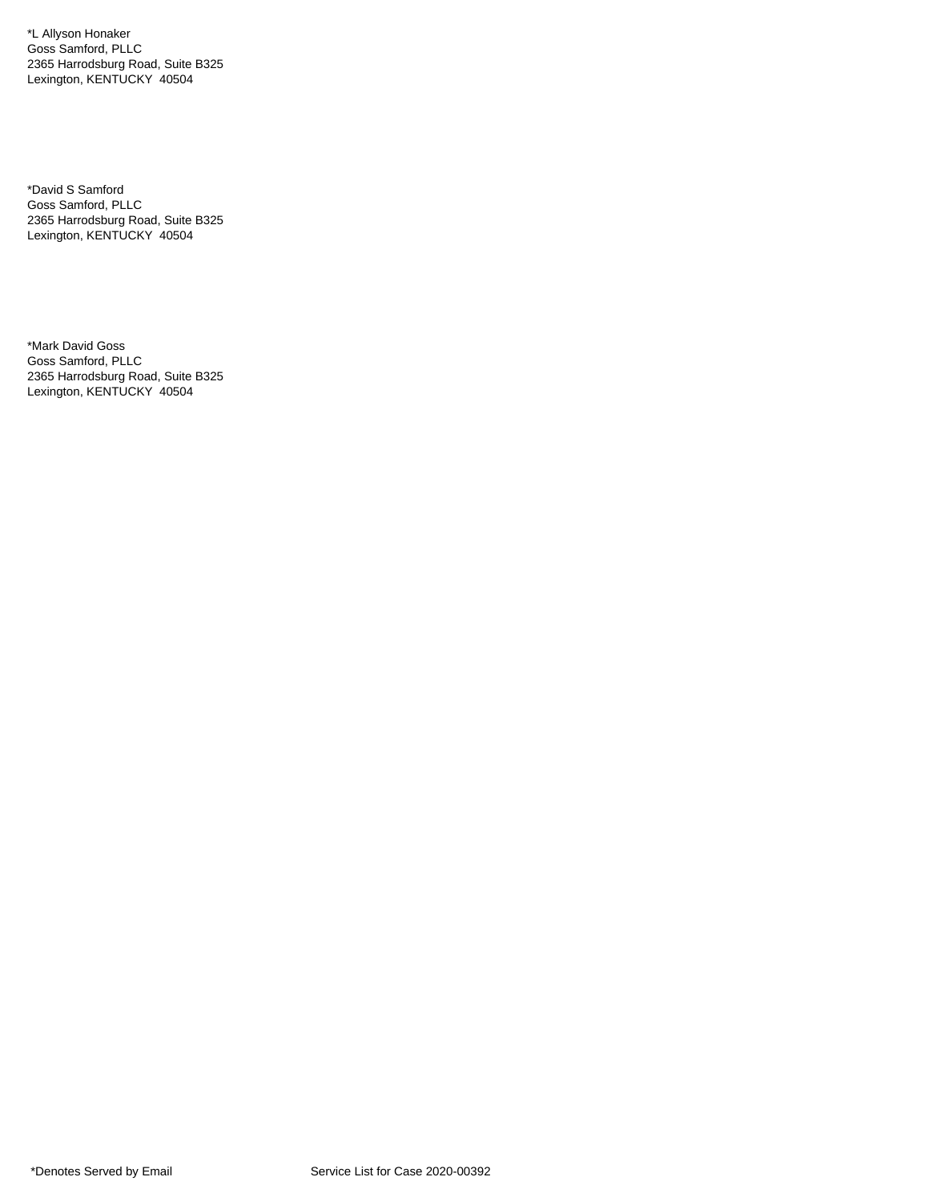*L Allyson Honaker
Goss Samford, PLLC
2365 Harrodsburg Road, Suite B325
Lexington, KENTUCKY 40504

*David S Samford
Goss Samford, PLLC
2365 Harrodsburg Road, Suite B325
Lexington, KENTUCKY 40504

*Mark David Goss
Goss Samford, PLLC
2365 Harrodsburg Road, Suite B325
Lexington, KENTUCKY 40504

*Denotes Served by Email

Service List for Case 2020-00392